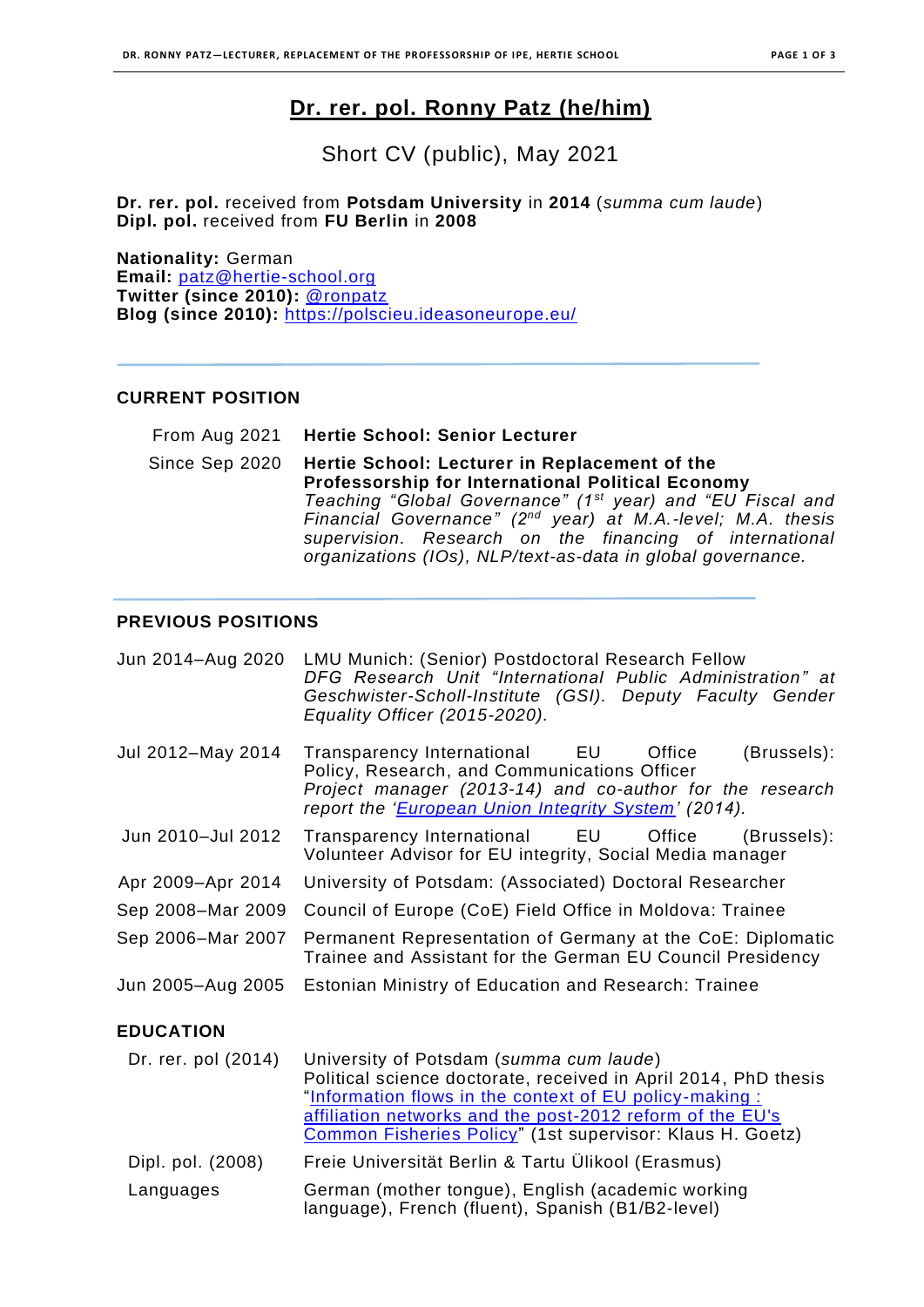# Dr. rer. pol. Ronny Patz (he/him)

Short CV (public), May 2021

**Dr. rer. pol.** received from **Potsdam University** in **2014** (*summa cum laude*)
**Dipl. pol.** received from **FU Berlin** in **2008**

**Nationality:** German
**Email:** patz@hertie-school.org
**Twitter (since 2010):** @ronpatz
**Blog (since 2010):** https://polscieu.ideasoneurope.eu/

## CURRENT POSITION

| | |
|---|---|
| From Aug 2021 | **Hertie School: Senior Lecturer** |
| Since Sep 2020 | **Hertie School: Lecturer in Replacement of the Professorship for International Political Economy** *Teaching “Global Governance” (1st year) and “EU Fiscal and Financial Governance” (2nd year) at M.A.-level; M.A. thesis supervision. Research on the financing of international organizations (IOs), NLP/text-as-data in global governance.* |

## PREVIOUS POSITIONS

| | |
|---|---|
| Jun 2014–Aug 2020 | LMU Munich: (Senior) Postdoctoral Research Fellow *DFG Research Unit “International Public Administration” at Geschwister-Scholl-Institute (GSI). Deputy Faculty Gender Equality Officer (2015-2020).* |
| Jul 2012–May 2014 | Transparency International EU Office (Brussels): Policy, Research, and Communications Officer *Project manager (2013-14) and co-author for the research report the ‘European Union Integrity System’ (2014).* |
| Jun 2010–Jul 2012 | Transparency International EU Office (Brussels): Volunteer Advisor for EU integrity, Social Media manager |
| Apr 2009–Apr 2014 | University of Potsdam: (Associated) Doctoral Researcher |
| Sep 2008–Mar 2009 | Council of Europe (CoE) Field Office in Moldova: Trainee |
| Sep 2006–Mar 2007 | Permanent Representation of Germany at the CoE: Diplomatic Trainee and Assistant for the German EU Council Presidency |
| Jun 2005–Aug 2005 | Estonian Ministry of Education and Research: Trainee |

## EDUCATION

| | |
|---|---|
| Dr. rer. pol (2014) | University of Potsdam (*summa cum laude*) Political science doctorate, received in April 2014, PhD thesis “Information flows in the context of EU policy-making : affiliation networks and the post-2012 reform of the EU's Common Fisheries Policy” (1st supervisor: Klaus H. Goetz) |
| Dipl. pol. (2008) | Freie Universität Berlin & Tartu Ülikool (Erasmus) |
| Languages | German (mother tongue), English (academic working language), French (fluent), Spanish (B1/B2-level) |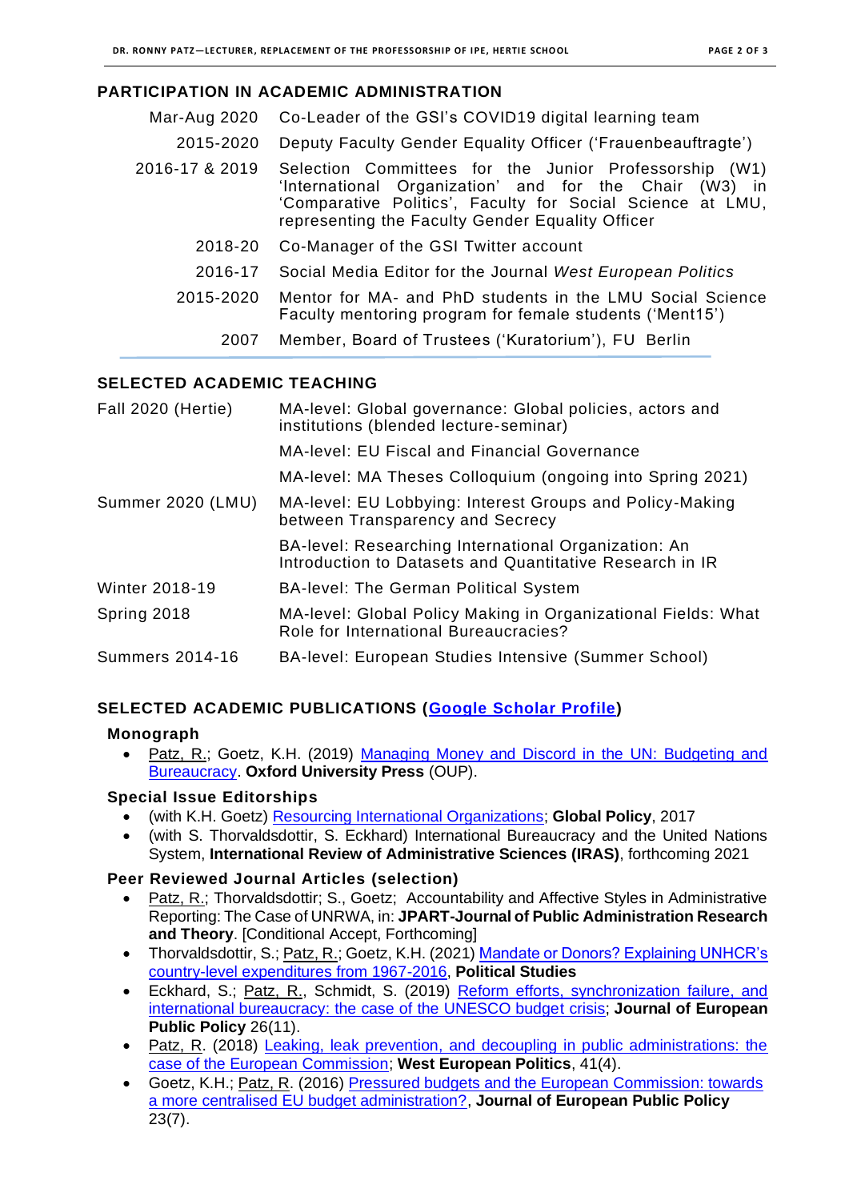## PARTICIPATION IN ACADEMIC ADMINISTRATION

| | |
|---|---|
| Mar-Aug 2020 | Co-Leader of the GSI's COVID19 digital learning team |
| 2015-2020 | Deputy Faculty Gender Equality Officer ('Frauenbeauftragte') |
| 2016-17 & 2019 | Selection Committees for the Junior Professorship (W1) 'International Organization' and for the Chair (W3) in 'Comparative Politics', Faculty for Social Science at LMU, representing the Faculty Gender Equality Officer |
| 2018-20 | Co-Manager of the GSI Twitter account |
| 2016-17 | Social Media Editor for the Journal *West European Politics* |
| 2015-2020 | Mentor for MA- and PhD students in the LMU Social Science Faculty mentoring program for female students ('Ment15') |
| 2007 | Member, Board of Trustees ('Kuratorium'), FU Berlin |

## SELECTED ACADEMIC TEACHING

| | |
|---|---|
| Fall 2020 (Hertie) | MA-level: Global governance: Global policies, actors and institutions (blended lecture-seminar) |
| | MA-level: EU Fiscal and Financial Governance |
| | MA-level: MA Theses Colloquium (ongoing into Spring 2021) |
| Summer 2020 (LMU) | MA-level: EU Lobbying: Interest Groups and Policy-Making between Transparency and Secrecy |
| | BA-level: Researching International Organization: An Introduction to Datasets and Quantitative Research in IR |
| Winter 2018-19 | BA-level: The German Political System |
| Spring 2018 | MA-level: Global Policy Making in Organizational Fields: What Role for International Bureaucracies? |
| Summers 2014-16 | BA-level: European Studies Intensive (Summer School) |

## SELECTED ACADEMIC PUBLICATIONS (Google Scholar Profile)

### Monograph

- Patz, R.; Goetz, K.H. (2019) Managing Money and Discord in the UN: Budgeting and Bureaucracy. **Oxford University Press** (OUP).

### Special Issue Editorships

- (with K.H. Goetz) Resourcing International Organizations; **Global Policy**, 2017
- (with S. Thorvaldsdottir, S. Eckhard) International Bureaucracy and the United Nations System, **International Review of Administrative Sciences (IRAS)**, forthcoming 2021

### Peer Reviewed Journal Articles (selection)

- Patz, R.; Thorvaldsdottir; S., Goetz; Accountability and Affective Styles in Administrative Reporting: The Case of UNRWA, in: **JPART-Journal of Public Administration Research and Theory**. [Conditional Accept, Forthcoming]
- Thorvaldsdottir, S.; Patz, R.; Goetz, K.H. (2021) Mandate or Donors? Explaining UNHCR's country-level expenditures from 1967-2016, **Political Studies**
- Eckhard, S.; Patz, R., Schmidt, S. (2019) Reform efforts, synchronization failure, and international bureaucracy: the case of the UNESCO budget crisis; **Journal of European Public Policy** 26(11).
- Patz, R. (2018) Leaking, leak prevention, and decoupling in public administrations: the case of the European Commission; **West European Politics**, 41(4).
- Goetz, K.H.; Patz, R. (2016) Pressured budgets and the European Commission: towards a more centralised EU budget administration?, **Journal of European Public Policy** 23(7).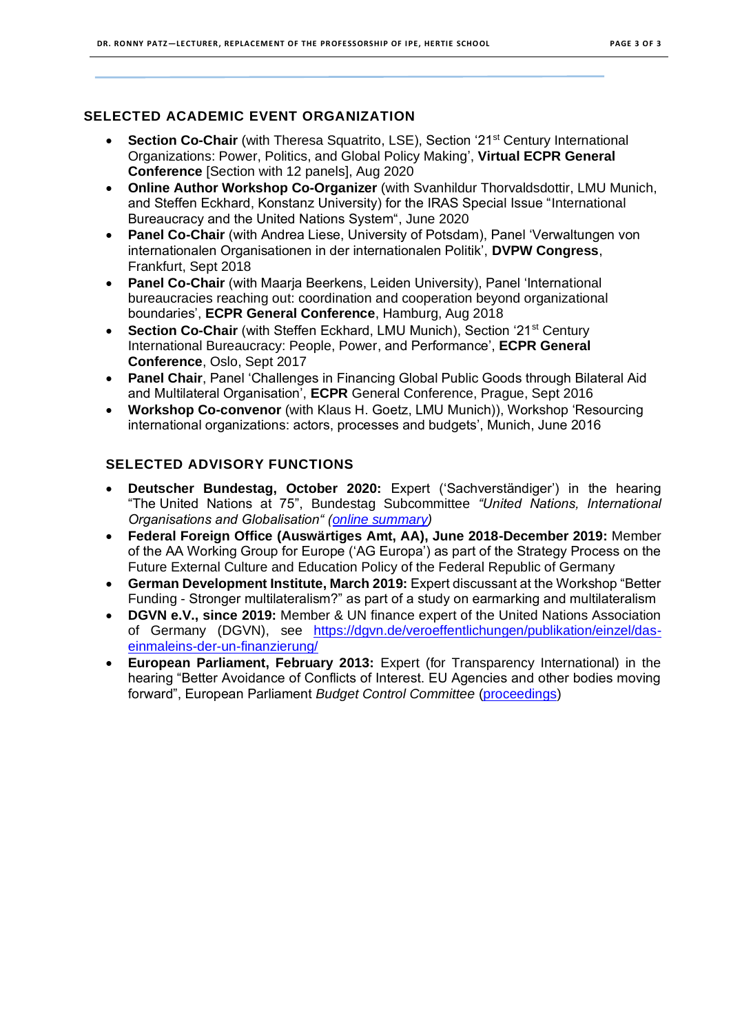## SELECTED ACADEMIC EVENT ORGANIZATION

- **Section Co-Chair** (with Theresa Squatrito, LSE), Section '21st Century International Organizations: Power, Politics, and Global Policy Making', **Virtual ECPR General Conference** [Section with 12 panels], Aug 2020
- **Online Author Workshop Co-Organizer** (with Svanhildur Thorvaldsdottir, LMU Munich, and Steffen Eckhard, Konstanz University) for the IRAS Special Issue "International Bureaucracy and the United Nations System", June 2020
- **Panel Co-Chair** (with Andrea Liese, University of Potsdam), Panel 'Verwaltungen von internationalen Organisationen in der internationalen Politik', **DVPW Congress**, Frankfurt, Sept 2018
- **Panel Co-Chair** (with Maarja Beerkens, Leiden University), Panel 'International bureaucracies reaching out: coordination and cooperation beyond organizational boundaries', **ECPR General Conference**, Hamburg, Aug 2018
- **Section Co-Chair** (with Steffen Eckhard, LMU Munich), Section '21st Century International Bureaucracy: People, Power, and Performance', **ECPR General Conference**, Oslo, Sept 2017
- **Panel Chair**, Panel 'Challenges in Financing Global Public Goods through Bilateral Aid and Multilateral Organisation', **ECPR** General Conference, Prague, Sept 2016
- **Workshop Co-convenor** (with Klaus H. Goetz, LMU Munich)), Workshop 'Resourcing international organizations: actors, processes and budgets', Munich, June 2016

## SELECTED ADVISORY FUNCTIONS

- **Deutscher Bundestag, October 2020:** Expert ('Sachverständiger') in the hearing "The United Nations at 75", Bundestag Subcommittee *"United Nations, International Organisations and Globalisation" (online summary)*
- **Federal Foreign Office (Auswärtiges Amt, AA), June 2018-December 2019:** Member of the AA Working Group for Europe ('AG Europa') as part of the Strategy Process on the Future External Culture and Education Policy of the Federal Republic of Germany
- **German Development Institute, March 2019:** Expert discussant at the Workshop "Better Funding - Stronger multilateralism?" as part of a study on earmarking and multilateralism
- **DGVN e.V., since 2019:** Member & UN finance expert of the United Nations Association of Germany (DGVN), see https://dgvn.de/veroeffentlichungen/publikation/einzel/das-einmaleins-der-un-finanzierung/
- **European Parliament, February 2013:** Expert (for Transparency International) in the hearing "Better Avoidance of Conflicts of Interest. EU Agencies and other bodies moving forward", European Parliament *Budget Control Committee* (proceedings)